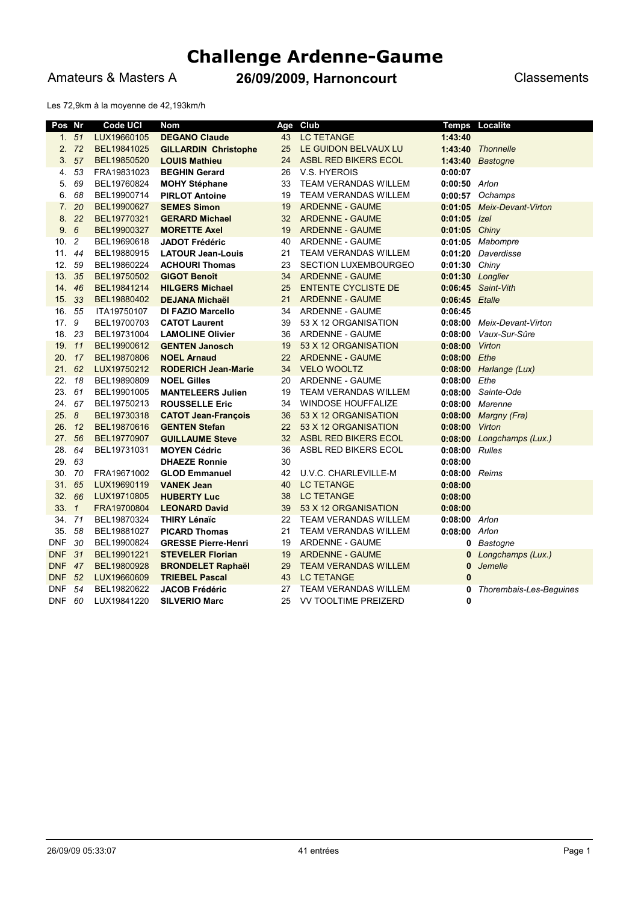# Challenge Ardenne-Gaume

Amateurs & Masters A **26/09/2009, Harnoncourt** Classements

Les 72,9km à la moyenne de 42,193km/h

| Pos | Nr | Code UCI | Nom | Age | Club | Temps | Localite |
|---|---|---|---|---|---|---|---|
| 1. | 51 | LUX19660105 | **DEGANO Claude** | 43 | LC TETANGE | **1:43:40** | |
| 2. | 72 | BEL19841025 | **GILLARDIN Christophe** | 25 | LE GUIDON BELVAUX LU | **1:43:40** | *Thonnelle* |
| 3. | 57 | BEL19850520 | **LOUIS Mathieu** | 24 | ASBL RED BIKERS ECOL | **1:43:40** | *Bastogne* |
| 4. | 53 | FRA19831023 | **BEGHIN Gerard** | 26 | V.S. HYEROIS | **0:00:07** | |
| 5. | 69 | BEL19760824 | **MOHY Stéphane** | 33 | TEAM VERANDAS WILLEM | **0:00:50** | *Arlon* |
| 6. | 68 | BEL19900714 | **PIRLOT Antoine** | 19 | TEAM VERANDAS WILLEM | **0:00:57** | *Ochamps* |
| 7. | 20 | BEL19900627 | **SEMES Simon** | 19 | ARDENNE - GAUME | **0:01:05** | *Meix-Devant-Virton* |
| 8. | 22 | BEL19770321 | **GERARD Michael** | 32 | ARDENNE - GAUME | **0:01:05** | *Izel* |
| 9. | 6 | BEL19900327 | **MORETTE Axel** | 19 | ARDENNE - GAUME | **0:01:05** | *Chiny* |
| 10. | 2 | BEL19690618 | **JADOT Frédéric** | 40 | ARDENNE - GAUME | **0:01:05** | *Mabompre* |
| 11. | 44 | BEL19880915 | **LATOUR Jean-Louis** | 21 | TEAM VERANDAS WILLEM | **0:01:20** | *Daverdisse* |
| 12. | 59 | BEL19860224 | **ACHOURI Thomas** | 23 | SECTION LUXEMBOURGEO | **0:01:30** | *Chiny* |
| 13. | 35 | BEL19750502 | **GIGOT Benoît** | 34 | ARDENNE - GAUME | **0:01:30** | *Longlier* |
| 14. | 46 | BEL19841214 | **HILGERS Michael** | 25 | ENTENTE CYCLISTE DE | **0:06:45** | *Saint-Vith* |
| 15. | 33 | BEL19880402 | **DEJANA Michaël** | 21 | ARDENNE - GAUME | **0:06:45** | *Etalle* |
| 16. | 55 | ITA19750107 | **DI FAZIO Marcello** | 34 | ARDENNE - GAUME | **0:06:45** | |
| 17. | 9 | BEL19700703 | **CATOT Laurent** | 39 | 53 X 12 ORGANISATION | **0:08:00** | *Meix-Devant-Virton* |
| 18. | 23 | BEL19731004 | **LAMOLINE Olivier** | 36 | ARDENNE - GAUME | **0:08:00** | *Vaux-Sur-Sûre* |
| 19. | 11 | BEL19900612 | **GENTEN Janosch** | 19 | 53 X 12 ORGANISATION | **0:08:00** | *Virton* |
| 20. | 17 | BEL19870806 | **NOEL Arnaud** | 22 | ARDENNE - GAUME | **0:08:00** | *Ethe* |
| 21. | 62 | LUX19750212 | **RODERICH Jean-Marie** | 34 | VELO WOOLTZ | **0:08:00** | *Harlange (Lux)* |
| 22. | 18 | BEL19890809 | **NOEL Gilles** | 20 | ARDENNE - GAUME | **0:08:00** | *Ethe* |
| 23. | 61 | BEL19901005 | **MANTELEERS Julien** | 19 | TEAM VERANDAS WILLEM | **0:08:00** | *Sainte-Ode* |
| 24. | 67 | BEL19750213 | **ROUSSELLE Eric** | 34 | WINDOSE HOUFFALIZE | **0:08:00** | *Marenne* |
| 25. | 8 | BEL19730318 | **CATOT Jean-François** | 36 | 53 X 12 ORGANISATION | **0:08:00** | *Margny (Fra)* |
| 26. | 12 | BEL19870616 | **GENTEN Stefan** | 22 | 53 X 12 ORGANISATION | **0:08:00** | *Virton* |
| 27. | 56 | BEL19770907 | **GUILLAUME Steve** | 32 | ASBL RED BIKERS ECOL | **0:08:00** | *Longchamps (Lux.)* |
| 28. | 64 | BEL19731031 | **MOYEN Cédric** | 36 | ASBL RED BIKERS ECOL | **0:08:00** | *Rulles* |
| 29. | 63 | | **DHAEZE Ronnie** | 30 | | **0:08:00** | |
| 30. | 70 | FRA19671002 | **GLOD Emmanuel** | 42 | U.V.C. CHARLEVILLE-M | **0:08:00** | *Reims* |
| 31. | 65 | LUX19690119 | **VANEK Jean** | 40 | LC TETANGE | **0:08:00** | |
| 32. | 66 | LUX19710805 | **HUBERTY Luc** | 38 | LC TETANGE | **0:08:00** | |
| 33. | 1 | FRA19700804 | **LEONARD David** | 39 | 53 X 12 ORGANISATION | **0:08:00** | |
| 34. | 71 | BEL19870324 | **THIRY Lénaïc** | 22 | TEAM VERANDAS WILLEM | **0:08:00** | *Arlon* |
| 35. | 58 | BEL19881027 | **PICARD Thomas** | 21 | TEAM VERANDAS WILLEM | **0:08:00** | *Arlon* |
| DNF | 30 | BEL19900824 | **GRESSE Pierre-Henri** | 19 | ARDENNE - GAUME | **0** | *Bastogne* |
| DNF | 31 | BEL19901221 | **STEVELER Florian** | 19 | ARDENNE - GAUME | **0** | *Longchamps (Lux.)* |
| DNF | 47 | BEL19800928 | **BRONDELET Raphaël** | 29 | TEAM VERANDAS WILLEM | **0** | *Jemelle* |
| DNF | 52 | LUX19660609 | **TRIEBEL Pascal** | 43 | LC TETANGE | **0** | |
| DNF | 54 | BEL19820622 | **JACOB Frédéric** | 27 | TEAM VERANDAS WILLEM | **0** | *Thorembais-Les-Beguines* |
| DNF | 60 | LUX19841220 | **SILVERIO Marc** | 25 | VV TOOLTIME PREIZERD | **0** | |

26/09/09 05:33:07 41 entrées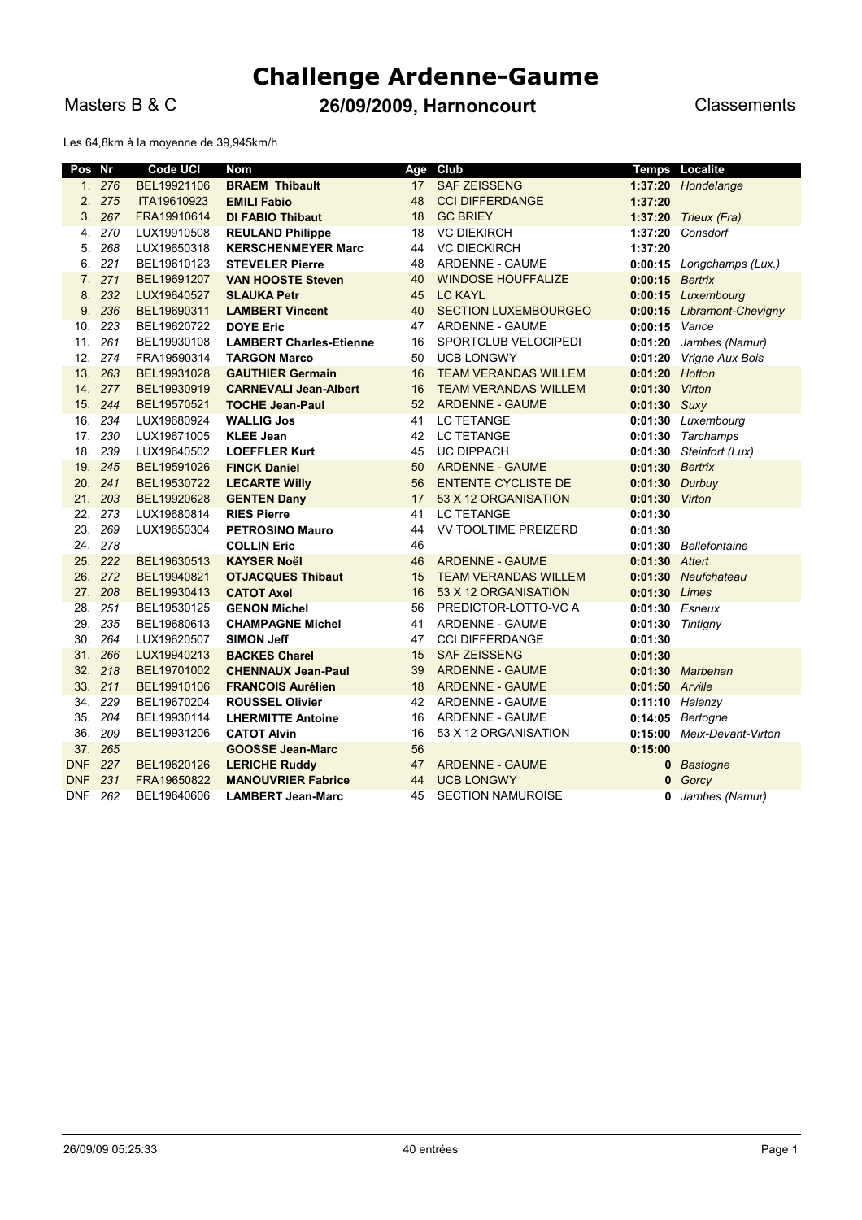# Challenge Ardenne-Gaume

Masters B & C **26/09/2009, Harnoncourt** Classements

Les 64,8km à la moyenne de 39,945km/h

| Pos | Nr | Code UCI | Nom | Age | Club | Temps | Localite |
|---|---|---|---|---|---|---|---|
| 1. | 276 | BEL19921106 | **BRAEM Thibault** | 17 | SAF ZEISSENG | **1:37:20** | *Hondelange* |
| 2. | 275 | ITA19610923 | **EMILI Fabio** | 48 | CCI DIFFERDANGE | **1:37:20** | |
| 3. | 267 | FRA19910614 | **DI FABIO Thibaut** | 18 | GC BRIEY | **1:37:20** | *Trieux (Fra)* |
| 4. | 270 | LUX19910508 | **REULAND Philippe** | 18 | VC DIEKIRCH | **1:37:20** | *Consdorf* |
| 5. | 268 | LUX19650318 | **KERSCHENMEYER Marc** | 44 | VC DIECKIRCH | **1:37:20** | |
| 6. | 221 | BEL19610123 | **STEVELER Pierre** | 48 | ARDENNE - GAUME | **0:00:15** | *Longchamps (Lux.)* |
| 7. | 271 | BEL19691207 | **VAN HOOSTE Steven** | 40 | WINDOSE HOUFFALIZE | **0:00:15** | *Bertrix* |
| 8. | 232 | LUX19640527 | **SLAUKA Petr** | 45 | LC KAYL | **0:00:15** | *Luxembourg* |
| 9. | 236 | BEL19690311 | **LAMBERT Vincent** | 40 | SECTION LUXEMBOURGEO | **0:00:15** | *Libramont-Chevigny* |
| 10. | 223 | BEL19620722 | **DOYE Eric** | 47 | ARDENNE - GAUME | **0:00:15** | *Vance* |
| 11. | 261 | BEL19930108 | **LAMBERT Charles-Etienne** | 16 | SPORTCLUB VELOCIPEDI | **0:01:20** | *Jambes (Namur)* |
| 12. | 274 | FRA19590314 | **TARGON Marco** | 50 | UCB LONGWY | **0:01:20** | *Vrigne Aux Bois* |
| 13. | 263 | BEL19931028 | **GAUTHIER Germain** | 16 | TEAM VERANDAS WILLEM | **0:01:20** | *Hotton* |
| 14. | 277 | BEL19930919 | **CARNEVALI Jean-Albert** | 16 | TEAM VERANDAS WILLEM | **0:01:30** | *Virton* |
| 15. | 244 | BEL19570521 | **TOCHE Jean-Paul** | 52 | ARDENNE - GAUME | **0:01:30** | *Suxy* |
| 16. | 234 | LUX19680924 | **WALLIG Jos** | 41 | LC TETANGE | **0:01:30** | *Luxembourg* |
| 17. | 230 | LUX19671005 | **KLEE Jean** | 42 | LC TETANGE | **0:01:30** | *Tarchamps* |
| 18. | 239 | LUX19640502 | **LOEFFLER Kurt** | 45 | UC DIPPACH | **0:01:30** | *Steinfort (Lux)* |
| 19. | 245 | BEL19591026 | **FINCK Daniel** | 50 | ARDENNE - GAUME | **0:01:30** | *Bertrix* |
| 20. | 241 | BEL19530722 | **LECARTE Willy** | 56 | ENTENTE CYCLISTE DE | **0:01:30** | *Durbuy* |
| 21. | 203 | BEL19920628 | **GENTEN Dany** | 17 | 53 X 12 ORGANISATION | **0:01:30** | *Virton* |
| 22. | 273 | LUX19680814 | **RIES Pierre** | 41 | LC TETANGE | **0:01:30** | |
| 23. | 269 | LUX19650304 | **PETROSINO Mauro** | 44 | VV TOOLTIME PREIZERD | **0:01:30** | |
| 24. | 278 | | **COLLIN Eric** | 46 | | **0:01:30** | *Bellefontaine* |
| 25. | 222 | BEL19630513 | **KAYSER Noël** | 46 | ARDENNE - GAUME | **0:01:30** | *Attert* |
| 26. | 272 | BEL19940821 | **OTJACQUES Thibaut** | 15 | TEAM VERANDAS WILLEM | **0:01:30** | *Neufchateau* |
| 27. | 208 | BEL19930413 | **CATOT Axel** | 16 | 53 X 12 ORGANISATION | **0:01:30** | *Limes* |
| 28. | 251 | BEL19530125 | **GENON Michel** | 56 | PREDICTOR-LOTTO-VC A | **0:01:30** | *Esneux* |
| 29. | 235 | BEL19680613 | **CHAMPAGNE Michel** | 41 | ARDENNE - GAUME | **0:01:30** | *Tintigny* |
| 30. | 264 | LUX19620507 | **SIMON Jeff** | 47 | CCI DIFFERDANGE | **0:01:30** | |
| 31. | 266 | LUX19940213 | **BACKES Charel** | 15 | SAF ZEISSENG | **0:01:30** | |
| 32. | 218 | BEL19701002 | **CHENNAUX Jean-Paul** | 39 | ARDENNE - GAUME | **0:01:30** | *Marbehan* |
| 33. | 211 | BEL19910106 | **FRANCOIS Aurélien** | 18 | ARDENNE - GAUME | **0:01:50** | *Arville* |
| 34. | 229 | BEL19670204 | **ROUSSEL Olivier** | 42 | ARDENNE - GAUME | **0:11:10** | *Halanzy* |
| 35. | 204 | BEL19930114 | **LHERMITTE Antoine** | 16 | ARDENNE - GAUME | **0:14:05** | *Bertogne* |
| 36. | 209 | BEL19931206 | **CATOT Alvin** | 16 | 53 X 12 ORGANISATION | **0:15:00** | *Meix-Devant-Virton* |
| 37. | 265 | | **GOOSSE Jean-Marc** | 56 | | **0:15:00** | |
| DNF | 227 | BEL19620126 | **LERICHE Ruddy** | 47 | ARDENNE - GAUME | **0** | *Bastogne* |
| DNF | 231 | FRA19650822 | **MANOUVRIER Fabrice** | 44 | UCB LONGWY | **0** | *Gorcy* |
| DNF | 262 | BEL19640606 | **LAMBERT Jean-Marc** | 45 | SECTION NAMUROISE | **0** | *Jambes (Namur)* |

26/09/09 05:25:33 40 entrées